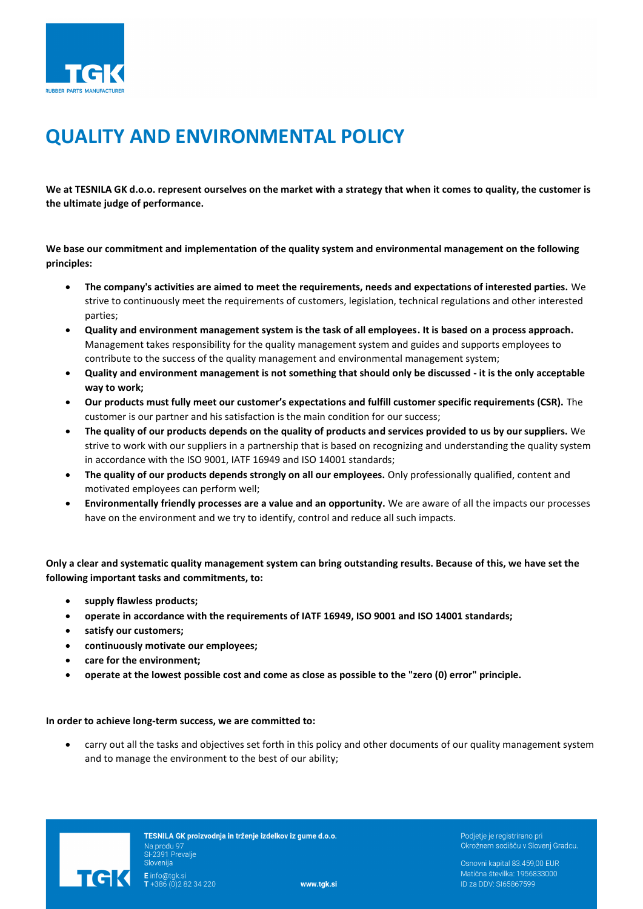# QUALITY AND ENVIRONMENTAL POLICY

**We at TESNILA GK d.o.o. represent ourselves on the market with a strategy that when it comes to quality, the customer is the ultimate judge of performance.**

**We base our commitment and implementation of the quality system and environmental management on the following principles:**

- **The company's activities are aimed to meet the requirements, needs and expectations of interested parties.** We strive to continuously meet the requirements of customers, legislation, technical regulations and other interested parties;
- **Quality and environment management system is the task of all employees. It is based on a process approach.** Management takes responsibility for the quality management system and guides and supports employees to contribute to the success of the quality management and environmental management system;
- **Quality and environment management is not something that should only be discussed - it is the only acceptable way to work;**
- **Our products must fully meet our customer's expectations and fulfill customer specific requirements (CSR).** The customer is our partner and his satisfaction is the main condition for our success;
- **The quality of our products depends on the quality of products and services provided to us by our suppliers.** We strive to work with our suppliers in a partnership that is based on recognizing and understanding the quality system in accordance with the ISO 9001, IATF 16949 and ISO 14001 standards;
- **The quality of our products depends strongly on all our employees.** Only professionally qualified, content and motivated employees can perform well;
- **Environmentally friendly processes are a value and an opportunity.** We are aware of all the impacts our processes have on the environment and we try to identify, control and reduce all such impacts.

**Only a clear and systematic quality management system can bring outstanding results. Because of this, we have set the following important tasks and commitments, to:**

- **supply flawless products;**
- **operate in accordance with the requirements of IATF 16949, ISO 9001 and ISO 14001 standards;**
- **satisfy our customers;**
- **continuously motivate our employees;**
- **care for the environment;**
- **operate at the lowest possible cost and come as close as possible to the "zero (0) error" principle.**

**In order to achieve long-term success, we are committed to:**

- carry out all the tasks and objectives set forth in this policy and other documents of our quality management system and to manage the environment to the best of our ability;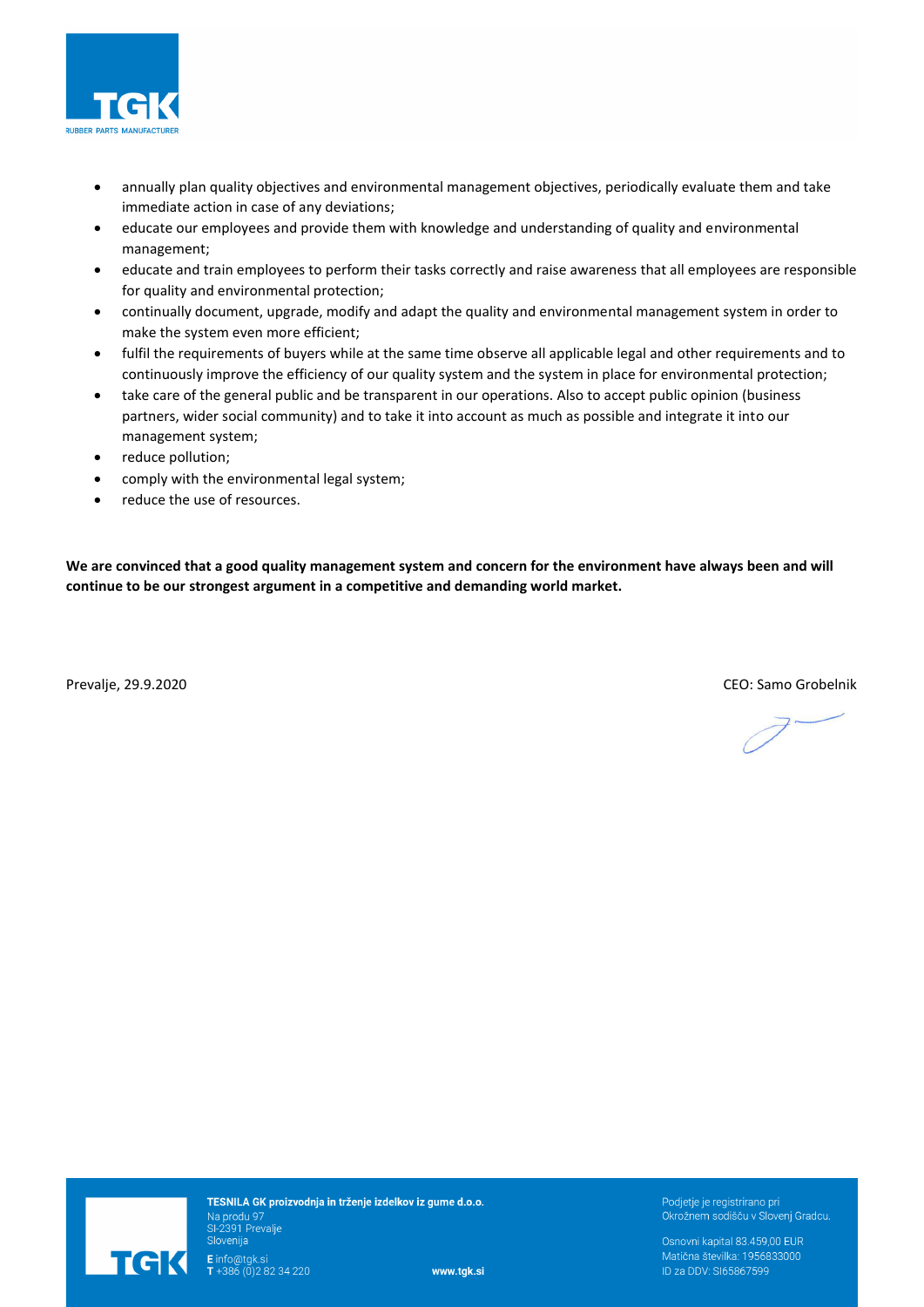- annually plan quality objectives and environmental management objectives, periodically evaluate them and take immediate action in case of any deviations;
- educate our employees and provide them with knowledge and understanding of quality and environmental management;
- educate and train employees to perform their tasks correctly and raise awareness that all employees are responsible for quality and environmental protection;
- continually document, upgrade, modify and adapt the quality and environmental management system in order to make the system even more efficient;
- fulfil the requirements of buyers while at the same time observe all applicable legal and other requirements and to continuously improve the efficiency of our quality system and the system in place for environmental protection;
- take care of the general public and be transparent in our operations. Also to accept public opinion (business partners, wider social community) and to take it into account as much as possible and integrate it into our management system;
- reduce pollution;
- comply with the environmental legal system;
- reduce the use of resources.

**We are convinced that a good quality management system and concern for the environment have always been and will continue to be our strongest argument in a competitive and demanding world market.**

Prevalje, 29.9.2020

CEO: Samo Grobelnik